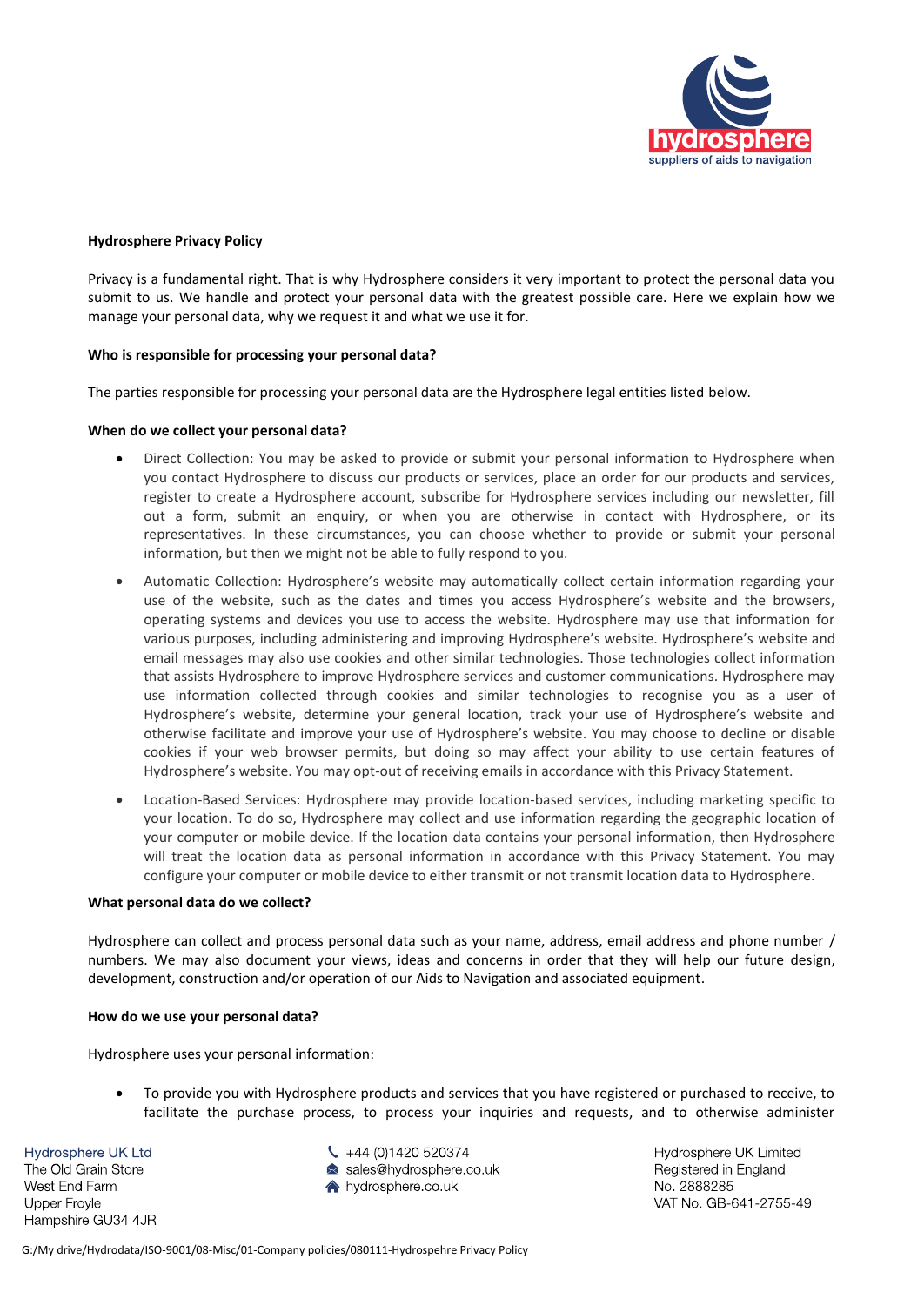**Hydrosphere Privacy Policy**

Privacy is a fundamental right. That is why Hydrosphere considers it very important to protect the personal data you submit to us. We handle and protect your personal data with the greatest possible care. Here we explain how we manage your personal data, why we request it and what we use it for.

**Who is responsible for processing your personal data?**

The parties responsible for processing your personal data are the Hydrosphere legal entities listed below.

**When do we collect your personal data?**

- Direct Collection: You may be asked to provide or submit your personal information to Hydrosphere when you contact Hydrosphere to discuss our products or services, place an order for our products and services, register to create a Hydrosphere account, subscribe for Hydrosphere services including our newsletter, fill out a form, submit an enquiry, or when you are otherwise in contact with Hydrosphere, or its representatives. In these circumstances, you can choose whether to provide or submit your personal information, but then we might not be able to fully respond to you.
- Automatic Collection: Hydrosphere's website may automatically collect certain information regarding your use of the website, such as the dates and times you access Hydrosphere's website and the browsers, operating systems and devices you use to access the website. Hydrosphere may use that information for various purposes, including administering and improving Hydrosphere's website. Hydrosphere's website and email messages may also use cookies and other similar technologies. Those technologies collect information that assists Hydrosphere to improve Hydrosphere services and customer communications. Hydrosphere may use information collected through cookies and similar technologies to recognise you as a user of Hydrosphere's website, determine your general location, track your use of Hydrosphere's website and otherwise facilitate and improve your use of Hydrosphere's website. You may choose to decline or disable cookies if your web browser permits, but doing so may affect your ability to use certain features of Hydrosphere's website. You may opt-out of receiving emails in accordance with this Privacy Statement.
- Location-Based Services: Hydrosphere may provide location-based services, including marketing specific to your location. To do so, Hydrosphere may collect and use information regarding the geographic location of your computer or mobile device. If the location data contains your personal information, then Hydrosphere will treat the location data as personal information in accordance with this Privacy Statement. You may configure your computer or mobile device to either transmit or not transmit location data to Hydrosphere.

**What personal data do we collect?**

Hydrosphere can collect and process personal data such as your name, address, email address and phone number / numbers. We may also document your views, ideas and concerns in order that they will help our future design, development, construction and/or operation of our Aids to Navigation and associated equipment.

**How do we use your personal data?**

Hydrosphere uses your personal information:

- To provide you with Hydrosphere products and services that you have registered or purchased to receive, to facilitate the purchase process, to process your inquiries and requests, and to otherwise administer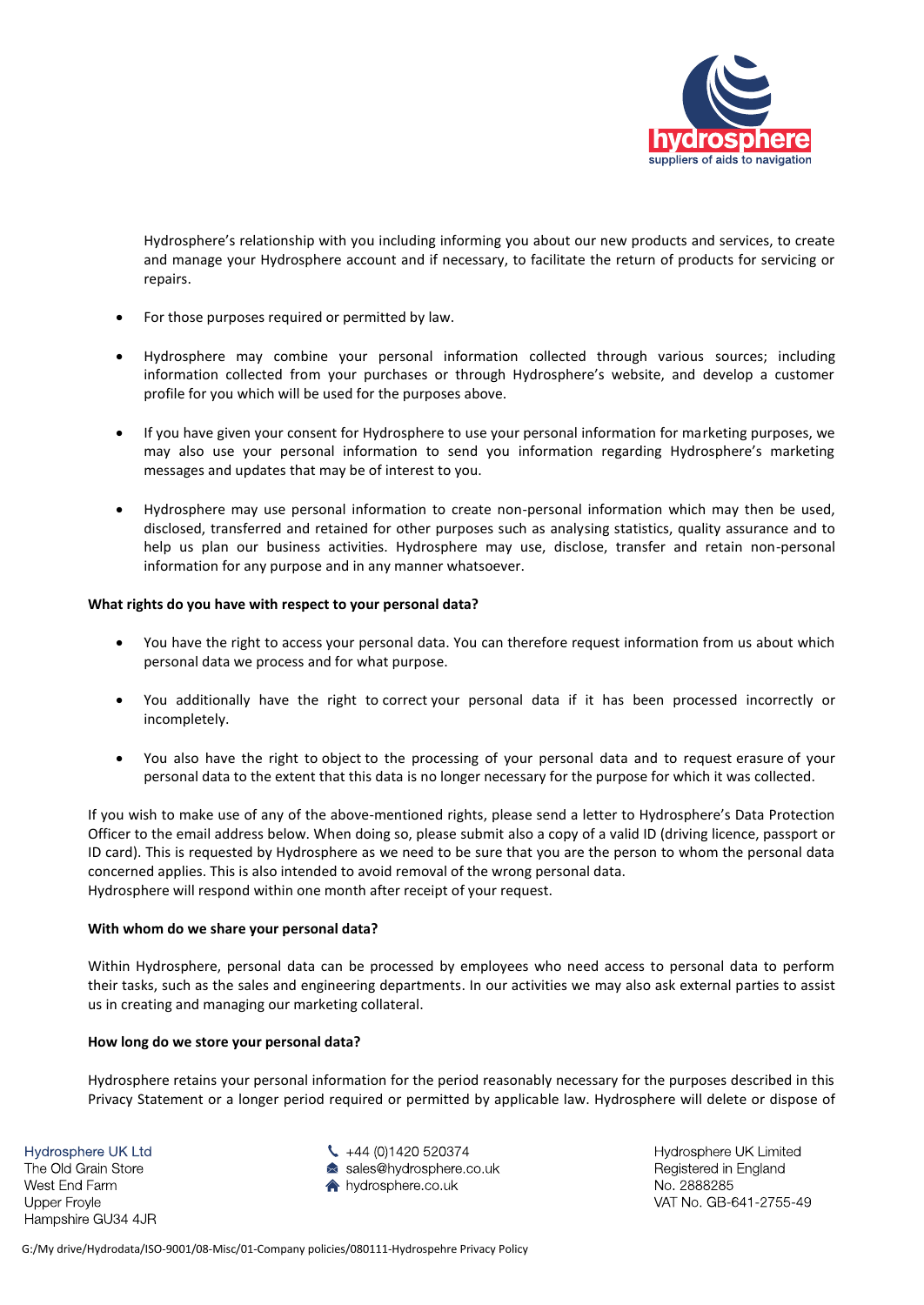Hydrosphere's relationship with you including informing you about our new products and services, to create and manage your Hydrosphere account and if necessary, to facilitate the return of products for servicing or repairs.

- For those purposes required or permitted by law.
- Hydrosphere may combine your personal information collected through various sources; including information collected from your purchases or through Hydrosphere's website, and develop a customer profile for you which will be used for the purposes above.
- If you have given your consent for Hydrosphere to use your personal information for marketing purposes, we may also use your personal information to send you information regarding Hydrosphere's marketing messages and updates that may be of interest to you.
- Hydrosphere may use personal information to create non-personal information which may then be used, disclosed, transferred and retained for other purposes such as analysing statistics, quality assurance and to help us plan our business activities. Hydrosphere may use, disclose, transfer and retain non-personal information for any purpose and in any manner whatsoever.

**What rights do you have with respect to your personal data?**

- You have the right to access your personal data. You can therefore request information from us about which personal data we process and for what purpose.
- You additionally have the right to correct your personal data if it has been processed incorrectly or incompletely.
- You also have the right to object to the processing of your personal data and to request erasure of your personal data to the extent that this data is no longer necessary for the purpose for which it was collected.

If you wish to make use of any of the above-mentioned rights, please send a letter to Hydrosphere's Data Protection Officer to the email address below. When doing so, please submit also a copy of a valid ID (driving licence, passport or ID card). This is requested by Hydrosphere as we need to be sure that you are the person to whom the personal data concerned applies. This is also intended to avoid removal of the wrong personal data.
Hydrosphere will respond within one month after receipt of your request.

**With whom do we share your personal data?**

Within Hydrosphere, personal data can be processed by employees who need access to personal data to perform their tasks, such as the sales and engineering departments. In our activities we may also ask external parties to assist us in creating and managing our marketing collateral.

**How long do we store your personal data?**

Hydrosphere retains your personal information for the period reasonably necessary for the purposes described in this Privacy Statement or a longer period required or permitted by applicable law. Hydrosphere will delete or dispose of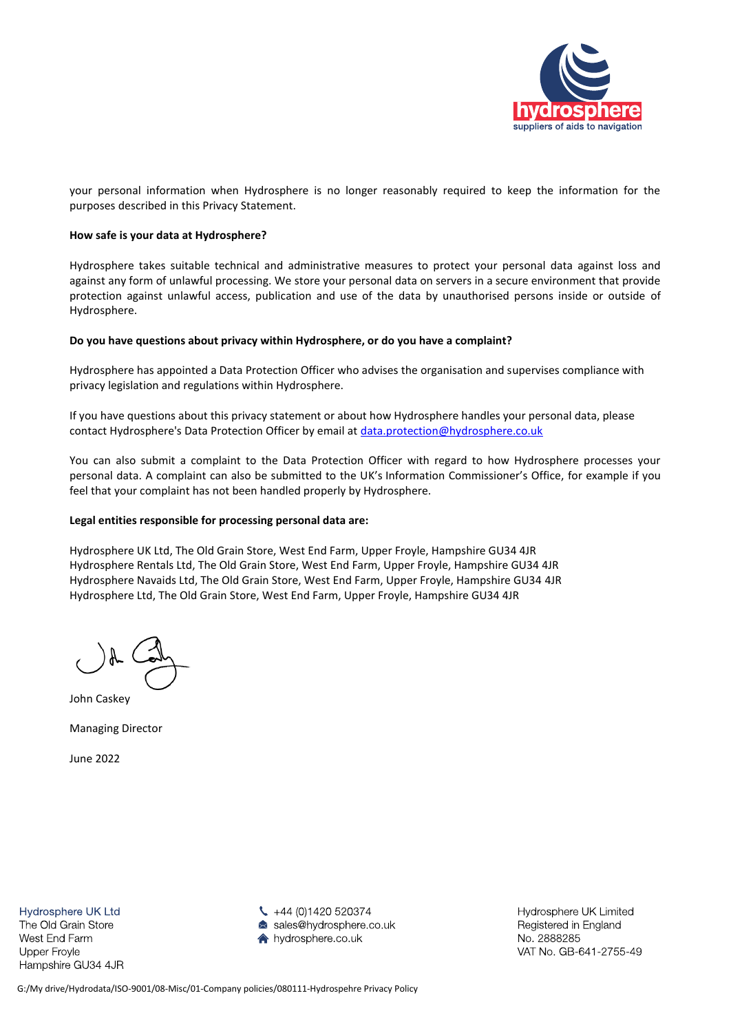your personal information when Hydrosphere is no longer reasonably required to keep the information for the purposes described in this Privacy Statement.

**How safe is your data at Hydrosphere?**

Hydrosphere takes suitable technical and administrative measures to protect your personal data against loss and against any form of unlawful processing. We store your personal data on servers in a secure environment that provide protection against unlawful access, publication and use of the data by unauthorised persons inside or outside of Hydrosphere.

**Do you have questions about privacy within Hydrosphere, or do you have a complaint?**

Hydrosphere has appointed a Data Protection Officer who advises the organisation and supervises compliance with privacy legislation and regulations within Hydrosphere.

If you have questions about this privacy statement or about how Hydrosphere handles your personal data, please contact Hydrosphere's Data Protection Officer by email at [data.protection@hydrosphere.co.uk](mailto:data.protection@hydrosphere.co.uk)

You can also submit a complaint to the Data Protection Officer with regard to how Hydrosphere processes your personal data. A complaint can also be submitted to the UK's Information Commissioner's Office, for example if you feel that your complaint has not been handled properly by Hydrosphere.

**Legal entities responsible for processing personal data are:**

Hydrosphere UK Ltd, The Old Grain Store, West End Farm, Upper Froyle, Hampshire GU34 4JR
Hydrosphere Rentals Ltd, The Old Grain Store, West End Farm, Upper Froyle, Hampshire GU34 4JR
Hydrosphere Navaids Ltd, The Old Grain Store, West End Farm, Upper Froyle, Hampshire GU34 4JR
Hydrosphere Ltd, The Old Grain Store, West End Farm, Upper Froyle, Hampshire GU34 4JR

John Caskey

Managing Director

June 2022